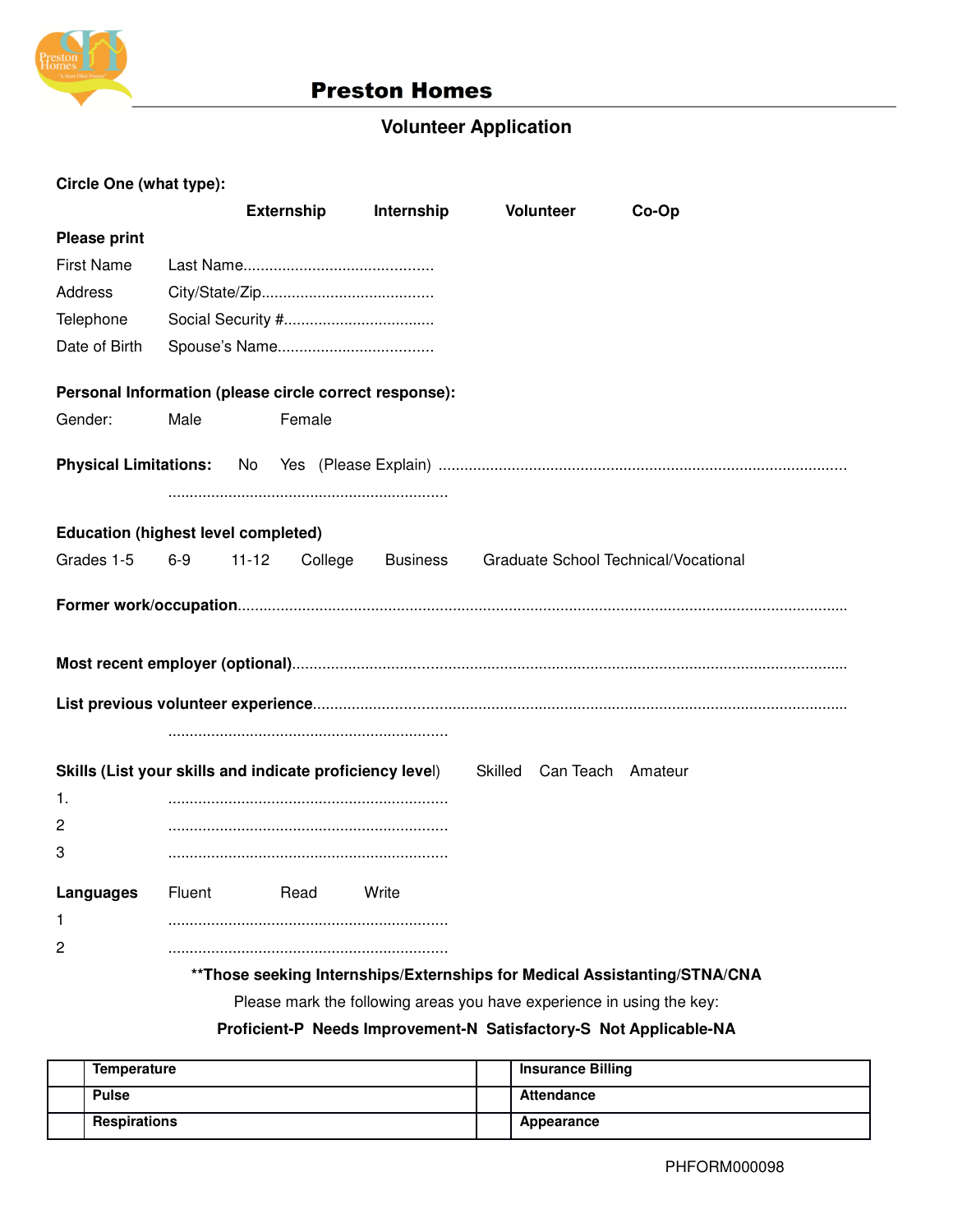# Preston Homes

## Volunteer Application

**Circle One (what type):**

**Externship** **Internship** **Volunteer** **Co-Op**

**Please print**

First Name Last Name...........................................

Address City/State/Zip.......................................

Telephone Social Security #..................................

Date of Birth Spouse's Name...................................

**Personal Information (please circle correct response):**

Gender: Male Female

**Physical Limitations:** No Yes (Please Explain) .............................................................................................

................................................................

**Education (highest level completed)**

Grades 1-5 6-9 11-12 College Business Graduate School Technical/Vocational

**Former work/occupation**...........................................................................................................................................

**Most recent employer (optional)**..............................................................................................................................

**List previous volunteer experience**.........................................................................................................................

................................................................

**Skills (List your skills and indicate proficiency level)** Skilled Can Teach Amateur

1. ................................................................
2 ................................................................
3 ................................................................

**Languages** Fluent Read Write

1 ................................................................

2 ................................................................

**\*\*Those seeking Internships/Externships for Medical Assistanting/STNA/CNA**

Please mark the following areas you have experience in using the key:

**Proficient-P Needs Improvement-N Satisfactory-S Not Applicable-NA**

| | | | |
|---|---|---|---|
| | **Temperature** | | **Insurance Billing** |
| | **Pulse** | | **Attendance** |
| | **Respirations** | | **Appearance** |

PHFORM000098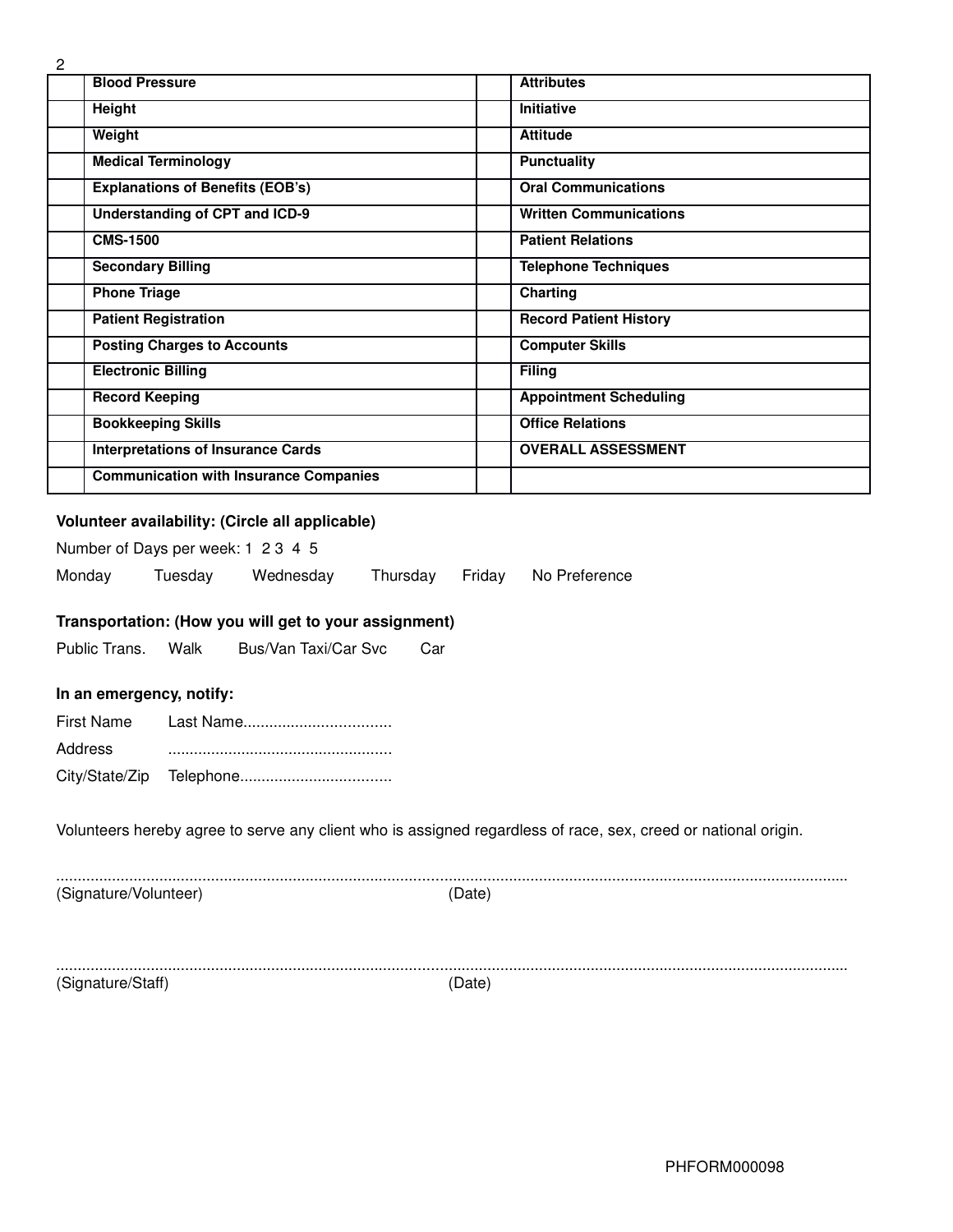| | | | |
|---|---|---|---|
| | **Blood Pressure** | | **Attributes** |
| | **Height** | | **Initiative** |
| | **Weight** | | **Attitude** |
| | **Medical Terminology** | | **Punctuality** |
| | **Explanations of Benefits (EOB's)** | | **Oral Communications** |
| | **Understanding of CPT and ICD-9** | | **Written Communications** |
| | **CMS-1500** | | **Patient Relations** |
| | **Secondary Billing** | | **Telephone Techniques** |
| | **Phone Triage** | | **Charting** |
| | **Patient Registration** | | **Record Patient History** |
| | **Posting Charges to Accounts** | | **Computer Skills** |
| | **Electronic Billing** | | **Filing** |
| | **Record Keeping** | | **Appointment Scheduling** |
| | **Bookkeeping Skills** | | **Office Relations** |
| | **Interpretations of Insurance Cards** | | **OVERALL ASSESSMENT** |
| | **Communication with Insurance Companies** | | |

**Volunteer availability: (Circle all applicable)**

Number of Days per week: 1 2 3 4 5

Monday Tuesday Wednesday Thursday Friday No Preference

**Transportation: (How you will get to your assignment)**

Public Trans. Walk Bus/Van Taxi/Car Svc Car

**In an emergency, notify:**

First Name Last Name..................................

Address ....................................................

City/State/Zip Telephone...................................

Volunteers hereby agree to serve any client who is assigned regardless of race, sex, creed or national origin.

..........................................................................................................................................................................

(Signature/Volunteer) (Date)

..........................................................................................................................................................................

(Signature/Staff) (Date)

PHFORM000098